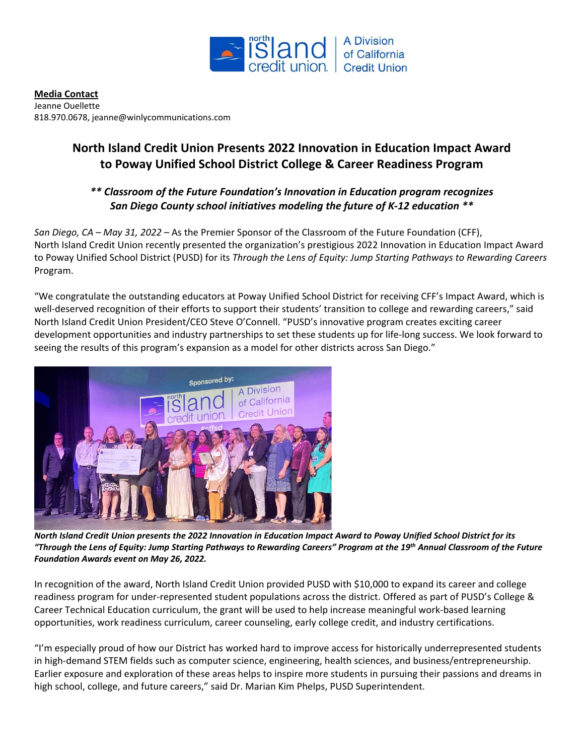**Media Contact**
Jeanne Ouellette
818.970.0678, jeanne@winlycommunications.com

# North Island Credit Union Presents 2022 Innovation in Education Impact Award to Poway Unified School District College & Career Readiness Program

***** Classroom of the Future Foundation's Innovation in Education program recognizes San Diego County school initiatives modeling the future of K-12 education *****

*San Diego, CA – May 31, 2022* – As the Premier Sponsor of the Classroom of the Future Foundation (CFF), North Island Credit Union recently presented the organization's prestigious 2022 Innovation in Education Impact Award to Poway Unified School District (PUSD) for its *Through the Lens of Equity: Jump Starting Pathways to Rewarding Careers* Program.

"We congratulate the outstanding educators at Poway Unified School District for receiving CFF's Impact Award, which is well-deserved recognition of their efforts to support their students' transition to college and rewarding careers," said North Island Credit Union President/CEO Steve O'Connell. "PUSD's innovative program creates exciting career development opportunities and industry partnerships to set these students up for life-long success. We look forward to seeing the results of this program's expansion as a model for other districts across San Diego."

***North Island Credit Union presents the 2022 Innovation in Education Impact Award to Poway Unified School District for its "Through the Lens of Equity: Jump Starting Pathways to Rewarding Careers" Program at the 19th Annual Classroom of the Future Foundation Awards event on May 26, 2022.***

In recognition of the award, North Island Credit Union provided PUSD with $10,000 to expand its career and college readiness program for under-represented student populations across the district. Offered as part of PUSD's College & Career Technical Education curriculum, the grant will be used to help increase meaningful work-based learning opportunities, work readiness curriculum, career counseling, early college credit, and industry certifications.

"I'm especially proud of how our District has worked hard to improve access for historically underrepresented students in high-demand STEM fields such as computer science, engineering, health sciences, and business/entrepreneurship. Earlier exposure and exploration of these areas helps to inspire more students in pursuing their passions and dreams in high school, college, and future careers," said Dr. Marian Kim Phelps, PUSD Superintendent.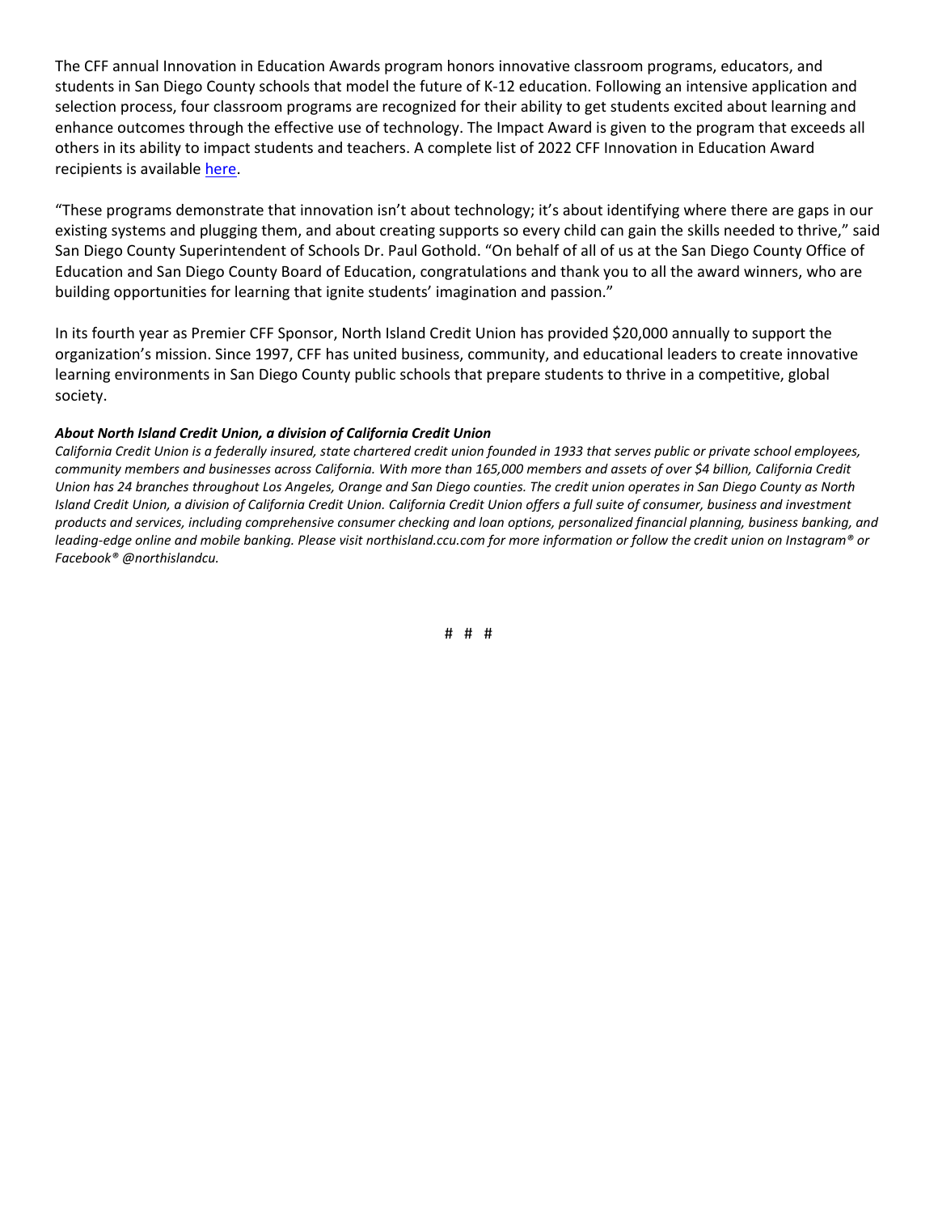The CFF annual Innovation in Education Awards program honors innovative classroom programs, educators, and students in San Diego County schools that model the future of K-12 education. Following an intensive application and selection process, four classroom programs are recognized for their ability to get students excited about learning and enhance outcomes through the effective use of technology. The Impact Award is given to the program that exceeds all others in its ability to impact students and teachers. A complete list of 2022 CFF Innovation in Education Award recipients is available here.

"These programs demonstrate that innovation isn't about technology; it's about identifying where there are gaps in our existing systems and plugging them, and about creating supports so every child can gain the skills needed to thrive," said San Diego County Superintendent of Schools Dr. Paul Gothold. "On behalf of all of us at the San Diego County Office of Education and San Diego County Board of Education, congratulations and thank you to all the award winners, who are building opportunities for learning that ignite students' imagination and passion."

In its fourth year as Premier CFF Sponsor, North Island Credit Union has provided $20,000 annually to support the organization's mission. Since 1997, CFF has united business, community, and educational leaders to create innovative learning environments in San Diego County public schools that prepare students to thrive in a competitive, global society.

***About North Island Credit Union, a division of California Credit Union***

*California Credit Union is a federally insured, state chartered credit union founded in 1933 that serves public or private school employees, community members and businesses across California. With more than 165,000 members and assets of over $4 billion, California Credit Union has 24 branches throughout Los Angeles, Orange and San Diego counties. The credit union operates in San Diego County as North Island Credit Union, a division of California Credit Union. California Credit Union offers a full suite of consumer, business and investment products and services, including comprehensive consumer checking and loan options, personalized financial planning, business banking, and leading-edge online and mobile banking. Please visit northisland.ccu.com for more information or follow the credit union on Instagram® or Facebook® @northislandcu.*

# # #